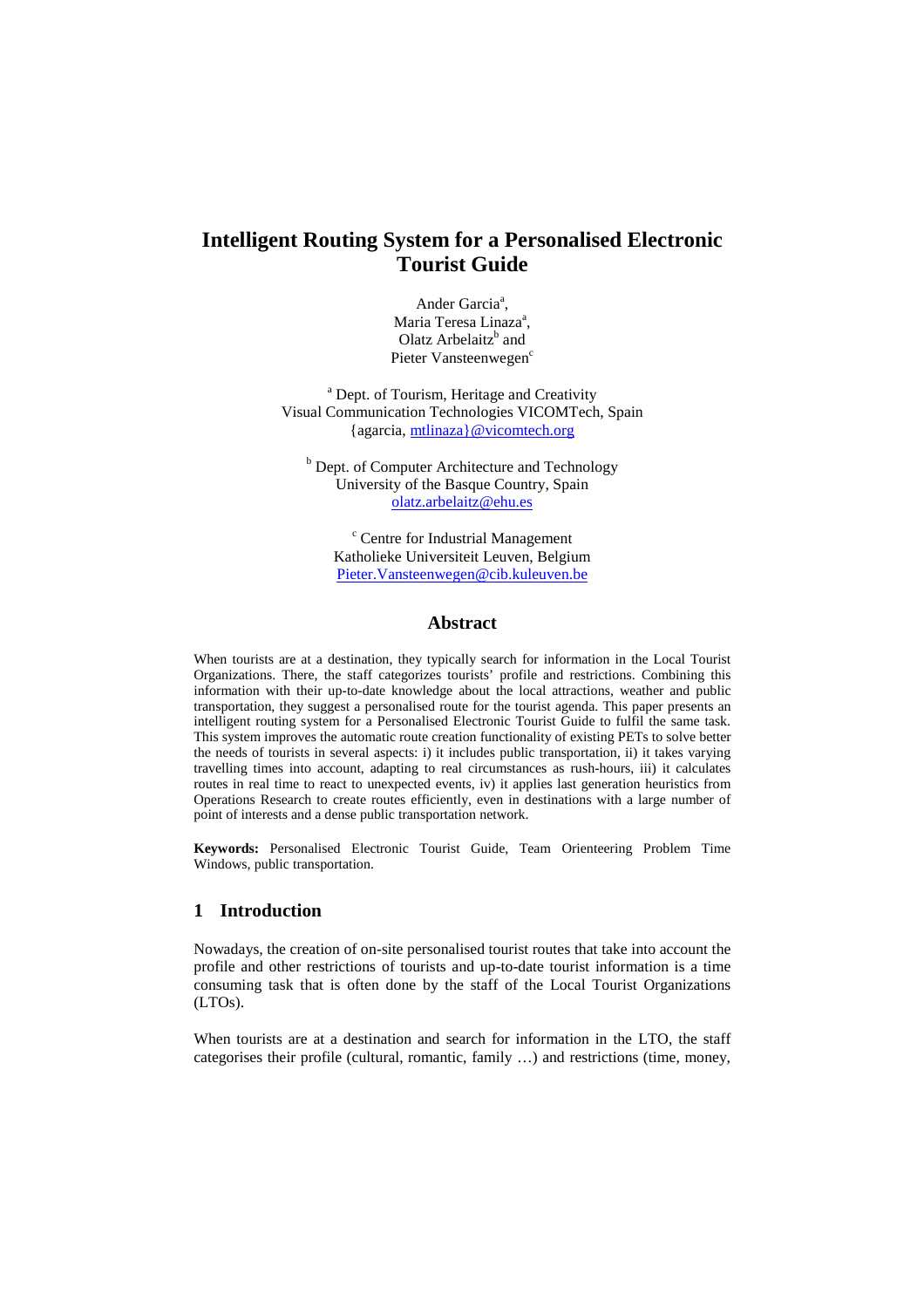# Intelligent Routing System for a Personalised Electronic Tourist Guide

Ander Garcia[a],
Maria Teresa Linaza[a],
Olatz Arbelaitz[b] and
Pieter Vansteenwegen[c]

[a] Dept. of Tourism, Heritage and Creativity
Visual Communication Technologies VICOMTech, Spain
{agarcia, mtlinaza}@vicomtech.org

[b] Dept. of Computer Architecture and Technology
University of the Basque Country, Spain
olatz.arbelaitz@ehu.es

[c] Centre for Industrial Management
Katholieke Universiteit Leuven, Belgium
Pieter.Vansteenwegen@cib.kuleuven.be

## Abstract

When tourists are at a destination, they typically search for information in the Local Tourist Organizations. There, the staff categorizes tourists' profile and restrictions. Combining this information with their up-to-date knowledge about the local attractions, weather and public transportation, they suggest a personalised route for the tourist agenda. This paper presents an intelligent routing system for a Personalised Electronic Tourist Guide to fulfil the same task. This system improves the automatic route creation functionality of existing PETs to solve better the needs of tourists in several aspects: i) it includes public transportation, ii) it takes varying travelling times into account, adapting to real circumstances as rush-hours, iii) it calculates routes in real time to react to unexpected events, iv) it applies last generation heuristics from Operations Research to create routes efficiently, even in destinations with a large number of point of interests and a dense public transportation network.

**Keywords:** Personalised Electronic Tourist Guide, Team Orienteering Problem Time Windows, public transportation.

## 1 Introduction

Nowadays, the creation of on-site personalised tourist routes that take into account the profile and other restrictions of tourists and up-to-date tourist information is a time consuming task that is often done by the staff of the Local Tourist Organizations (LTOs).

When tourists are at a destination and search for information in the LTO, the staff categorises their profile (cultural, romantic, family …) and restrictions (time, money,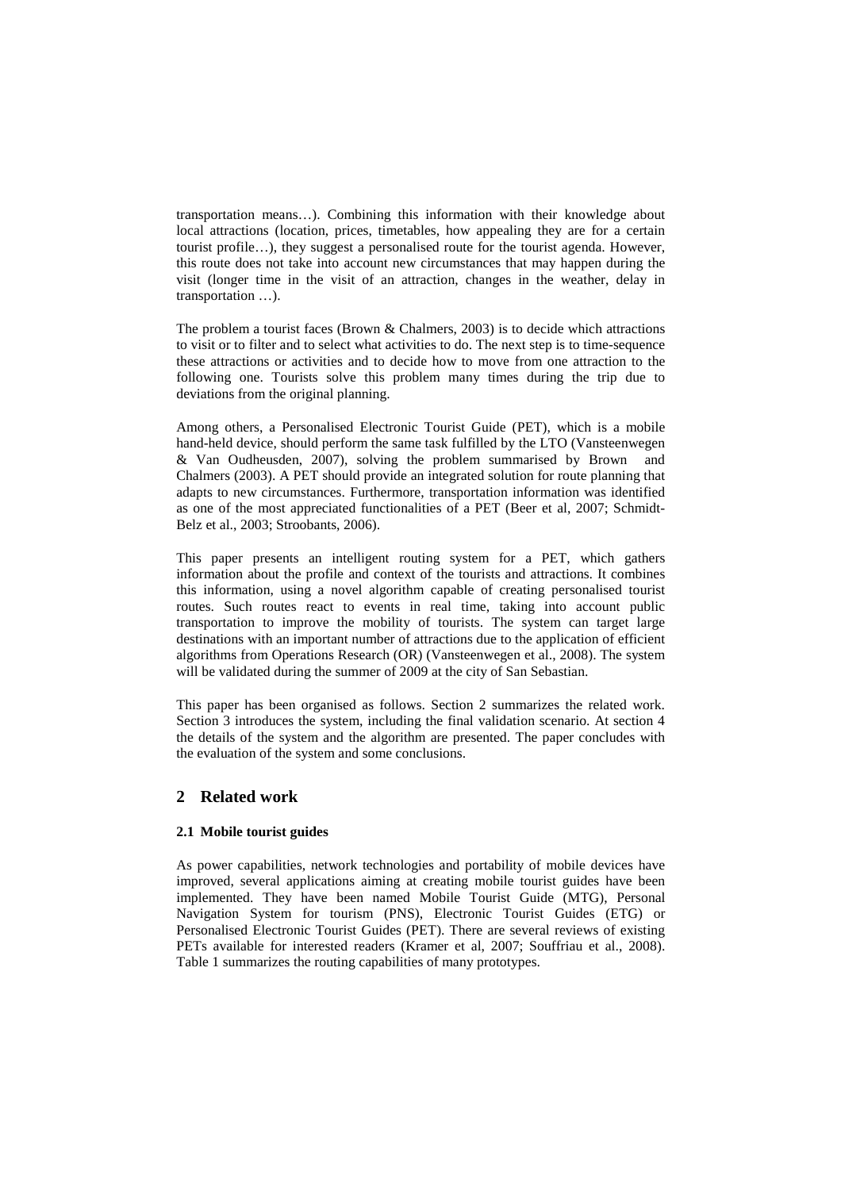transportation means…). Combining this information with their knowledge about local attractions (location, prices, timetables, how appealing they are for a certain tourist profile…), they suggest a personalised route for the tourist agenda. However, this route does not take into account new circumstances that may happen during the visit (longer time in the visit of an attraction, changes in the weather, delay in transportation …).

The problem a tourist faces (Brown & Chalmers, 2003) is to decide which attractions to visit or to filter and to select what activities to do. The next step is to time-sequence these attractions or activities and to decide how to move from one attraction to the following one. Tourists solve this problem many times during the trip due to deviations from the original planning.

Among others, a Personalised Electronic Tourist Guide (PET), which is a mobile hand-held device, should perform the same task fulfilled by the LTO (Vansteenwegen & Van Oudheusden, 2007), solving the problem summarised by Brown and Chalmers (2003). A PET should provide an integrated solution for route planning that adapts to new circumstances. Furthermore, transportation information was identified as one of the most appreciated functionalities of a PET (Beer et al, 2007; Schmidt-Belz et al., 2003; Stroobants, 2006).

This paper presents an intelligent routing system for a PET, which gathers information about the profile and context of the tourists and attractions. It combines this information, using a novel algorithm capable of creating personalised tourist routes. Such routes react to events in real time, taking into account public transportation to improve the mobility of tourists. The system can target large destinations with an important number of attractions due to the application of efficient algorithms from Operations Research (OR) (Vansteenwegen et al., 2008). The system will be validated during the summer of 2009 at the city of San Sebastian.

This paper has been organised as follows. Section 2 summarizes the related work. Section 3 introduces the system, including the final validation scenario. At section 4 the details of the system and the algorithm are presented. The paper concludes with the evaluation of the system and some conclusions.

## 2 Related work

### 2.1 Mobile tourist guides

As power capabilities, network technologies and portability of mobile devices have improved, several applications aiming at creating mobile tourist guides have been implemented. They have been named Mobile Tourist Guide (MTG), Personal Navigation System for tourism (PNS), Electronic Tourist Guides (ETG) or Personalised Electronic Tourist Guides (PET). There are several reviews of existing PETs available for interested readers (Kramer et al, 2007; Souffriau et al., 2008). Table 1 summarizes the routing capabilities of many prototypes.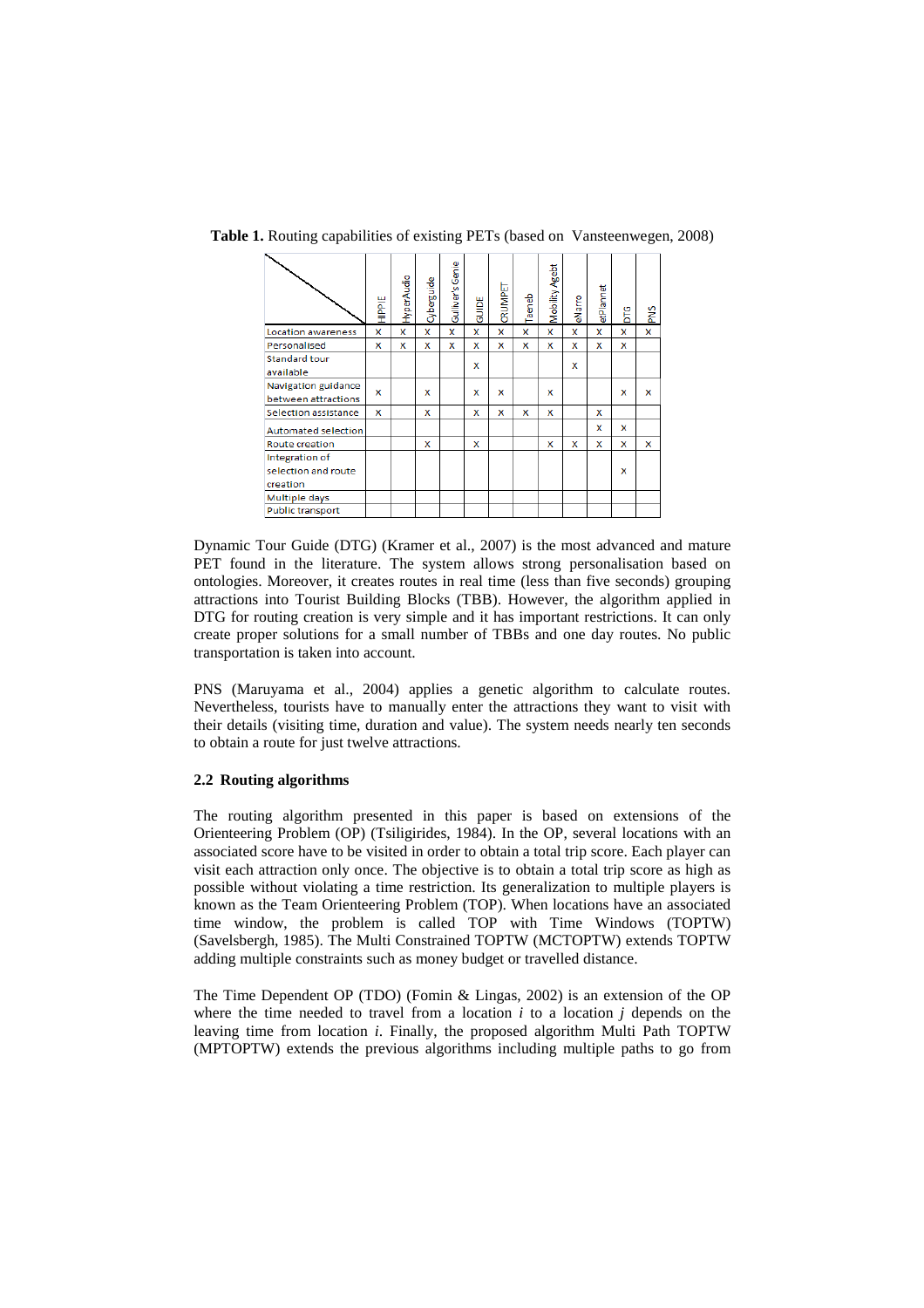**Table 1.** Routing capabilities of existing PETs (based on Vansteenwegen, 2008)

| | HIPPIE | HyperAudio | Cyberguide | Gulliver's Genie | GUIDE | CRUMPET | Taeneb | Mobility Agebt | eNarro | etPlannet | DTG | PNS |
|---|---|---|---|---|---|---|---|---|---|---|---|---|
| Location awareness | x | x | x | x | x | x | x | x | x | x | x | x |
| Personalised | x | x | x | x | x | x | x | x | x | x | x | |
| Standard tour available | | | | | x | | | | x | | | |
| Navigation guidance between attractions | x | | x | | x | x | | x | | | x | x |
| Selection assistance | x | | x | | x | x | x | x | | x | | |
| Automated selection | | | | | | | | | | x | x | |
| Route creation | | | x | | x | | | x | x | x | x | x |
| Integration of selection and route creation | | | | | | | | | | | x | |
| Multiple days | | | | | | | | | | | | |
| Public transport | | | | | | | | | | | | |

Dynamic Tour Guide (DTG) (Kramer et al., 2007) is the most advanced and mature PET found in the literature. The system allows strong personalisation based on ontologies. Moreover, it creates routes in real time (less than five seconds) grouping attractions into Tourist Building Blocks (TBB). However, the algorithm applied in DTG for routing creation is very simple and it has important restrictions. It can only create proper solutions for a small number of TBBs and one day routes. No public transportation is taken into account.

PNS (Maruyama et al., 2004) applies a genetic algorithm to calculate routes. Nevertheless, tourists have to manually enter the attractions they want to visit with their details (visiting time, duration and value). The system needs nearly ten seconds to obtain a route for just twelve attractions.

### 2.2 Routing algorithms

The routing algorithm presented in this paper is based on extensions of the Orienteering Problem (OP) (Tsiligirides, 1984). In the OP, several locations with an associated score have to be visited in order to obtain a total trip score. Each player can visit each attraction only once. The objective is to obtain a total trip score as high as possible without violating a time restriction. Its generalization to multiple players is known as the Team Orienteering Problem (TOP). When locations have an associated time window, the problem is called TOP with Time Windows (TOPTW) (Savelsbergh, 1985). The Multi Constrained TOPTW (MCTOPTW) extends TOPTW adding multiple constraints such as money budget or travelled distance.

The Time Dependent OP (TDO) (Fomin & Lingas, 2002) is an extension of the OP where the time needed to travel from a location $i$ to a location $j$ depends on the leaving time from location $i$. Finally, the proposed algorithm Multi Path TOPTW (MPTOPTW) extends the previous algorithms including multiple paths to go from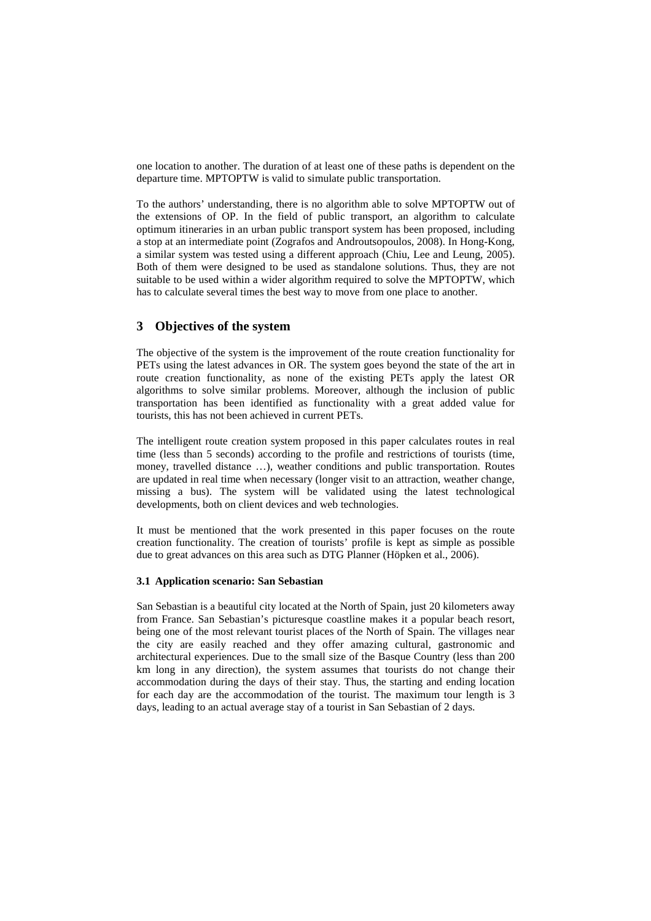one location to another. The duration of at least one of these paths is dependent on the departure time. MPTOPTW is valid to simulate public transportation.

To the authors' understanding, there is no algorithm able to solve MPTOPTW out of the extensions of OP. In the field of public transport, an algorithm to calculate optimum itineraries in an urban public transport system has been proposed, including a stop at an intermediate point (Zografos and Androutsopoulos, 2008). In Hong-Kong, a similar system was tested using a different approach (Chiu, Lee and Leung, 2005). Both of them were designed to be used as standalone solutions. Thus, they are not suitable to be used within a wider algorithm required to solve the MPTOPTW, which has to calculate several times the best way to move from one place to another.

## 3 Objectives of the system

The objective of the system is the improvement of the route creation functionality for PETs using the latest advances in OR. The system goes beyond the state of the art in route creation functionality, as none of the existing PETs apply the latest OR algorithms to solve similar problems. Moreover, although the inclusion of public transportation has been identified as functionality with a great added value for tourists, this has not been achieved in current PETs.

The intelligent route creation system proposed in this paper calculates routes in real time (less than 5 seconds) according to the profile and restrictions of tourists (time, money, travelled distance …), weather conditions and public transportation. Routes are updated in real time when necessary (longer visit to an attraction, weather change, missing a bus). The system will be validated using the latest technological developments, both on client devices and web technologies.

It must be mentioned that the work presented in this paper focuses on the route creation functionality. The creation of tourists' profile is kept as simple as possible due to great advances on this area such as DTG Planner (Höpken et al., 2006).

### 3.1 Application scenario: San Sebastian

San Sebastian is a beautiful city located at the North of Spain, just 20 kilometers away from France. San Sebastian's picturesque coastline makes it a popular beach resort, being one of the most relevant tourist places of the North of Spain. The villages near the city are easily reached and they offer amazing cultural, gastronomic and architectural experiences. Due to the small size of the Basque Country (less than 200 km long in any direction), the system assumes that tourists do not change their accommodation during the days of their stay. Thus, the starting and ending location for each day are the accommodation of the tourist. The maximum tour length is 3 days, leading to an actual average stay of a tourist in San Sebastian of 2 days.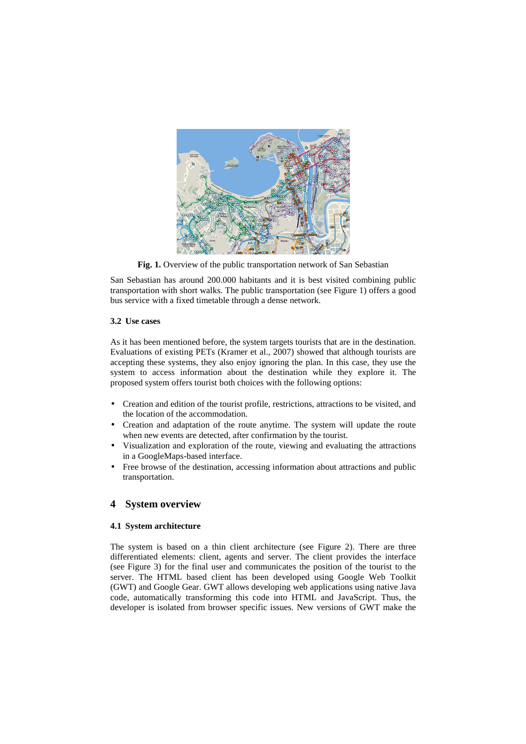Fig. 1. Overview of the public transportation network of San Sebastian

San Sebastian has around 200.000 habitants and it is best visited combining public transportation with short walks. The public transportation (see Figure 1) offers a good bus service with a fixed timetable through a dense network.

### 3.2 Use cases

As it has been mentioned before, the system targets tourists that are in the destination. Evaluations of existing PETs (Kramer et al., 2007) showed that although tourists are accepting these systems, they also enjoy ignoring the plan. In this case, they use the system to access information about the destination while they explore it. The proposed system offers tourist both choices with the following options:

- Creation and edition of the tourist profile, restrictions, attractions to be visited, and the location of the accommodation.
- Creation and adaptation of the route anytime. The system will update the route when new events are detected, after confirmation by the tourist.
- Visualization and exploration of the route, viewing and evaluating the attractions in a GoogleMaps-based interface.
- Free browse of the destination, accessing information about attractions and public transportation.

## 4 System overview

### 4.1 System architecture

The system is based on a thin client architecture (see Figure 2). There are three differentiated elements: client, agents and server. The client provides the interface (see Figure 3) for the final user and communicates the position of the tourist to the server. The HTML based client has been developed using Google Web Toolkit (GWT) and Google Gear. GWT allows developing web applications using native Java code, automatically transforming this code into HTML and JavaScript. Thus, the developer is isolated from browser specific issues. New versions of GWT make the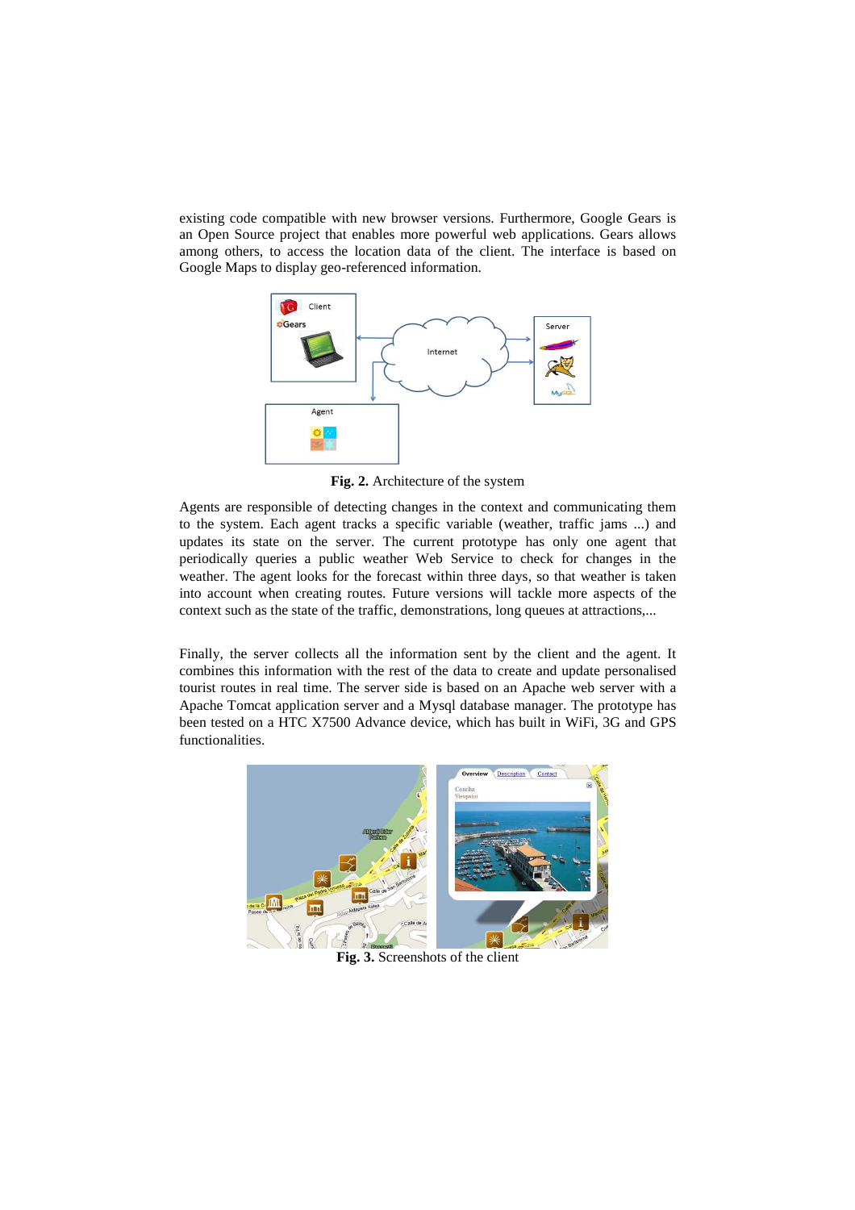existing code compatible with new browser versions. Furthermore, Google Gears is an Open Source project that enables more powerful web applications. Gears allows among others, to access the location data of the client. The interface is based on Google Maps to display geo-referenced information.

**Fig. 2.** Architecture of the system

Agents are responsible of detecting changes in the context and communicating them to the system. Each agent tracks a specific variable (weather, traffic jams ...) and updates its state on the server. The current prototype has only one agent that periodically queries a public weather Web Service to check for changes in the weather. The agent looks for the forecast within three days, so that weather is taken into account when creating routes. Future versions will tackle more aspects of the context such as the state of the traffic, demonstrations, long queues at attractions,...

Finally, the server collects all the information sent by the client and the agent. It combines this information with the rest of the data to create and update personalised tourist routes in real time. The server side is based on an Apache web server with a Apache Tomcat application server and a Mysql database manager. The prototype has been tested on a HTC X7500 Advance device, which has built in WiFi, 3G and GPS functionalities.

**Fig. 3.** Screenshots of the client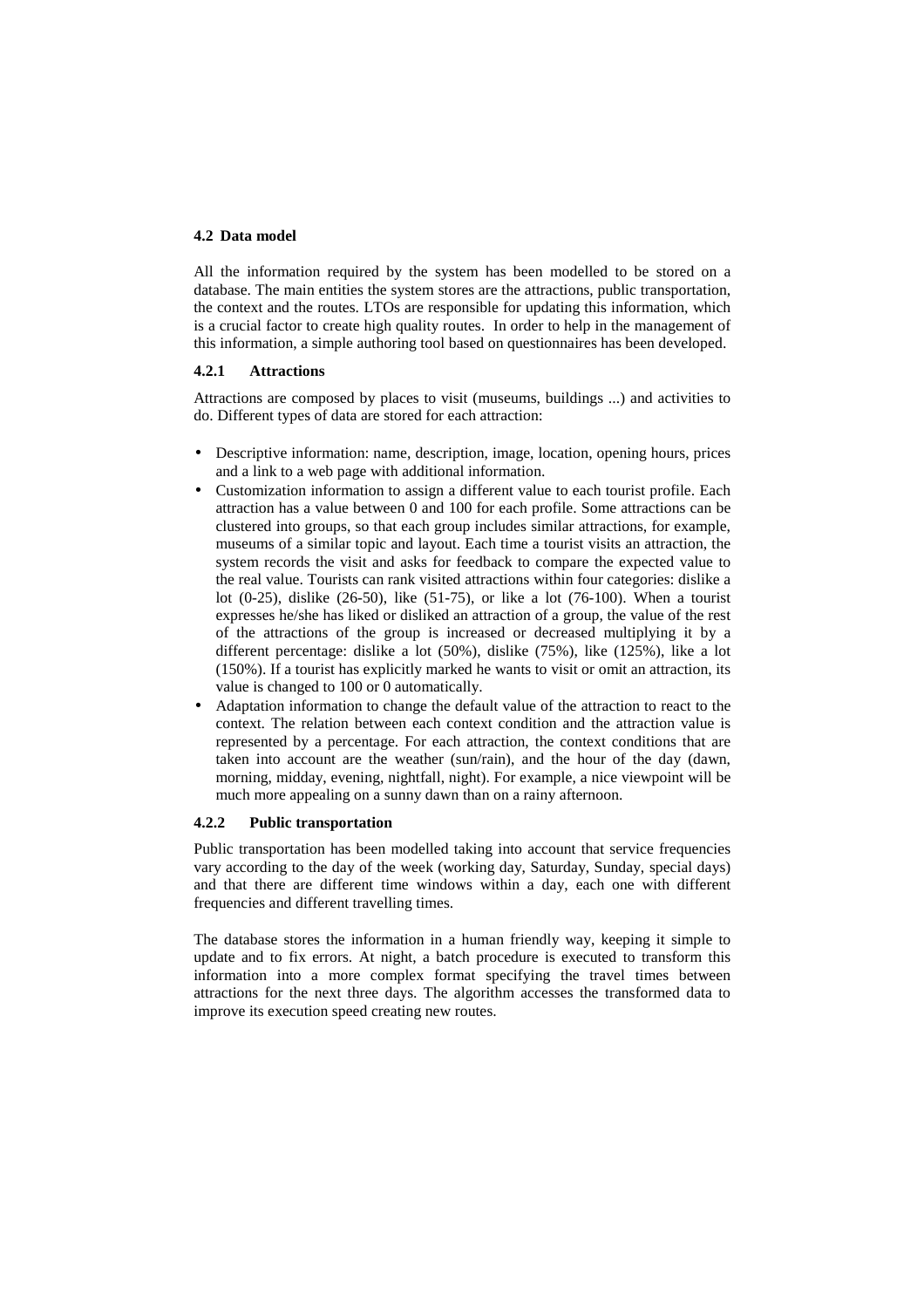## 4.2 Data model

All the information required by the system has been modelled to be stored on a database. The main entities the system stores are the attractions, public transportation, the context and the routes. LTOs are responsible for updating this information, which is a crucial factor to create high quality routes. In order to help in the management of this information, a simple authoring tool based on questionnaires has been developed.

### 4.2.1 Attractions

Attractions are composed by places to visit (museums, buildings ...) and activities to do. Different types of data are stored for each attraction:

- Descriptive information: name, description, image, location, opening hours, prices and a link to a web page with additional information.
- Customization information to assign a different value to each tourist profile. Each attraction has a value between 0 and 100 for each profile. Some attractions can be clustered into groups, so that each group includes similar attractions, for example, museums of a similar topic and layout. Each time a tourist visits an attraction, the system records the visit and asks for feedback to compare the expected value to the real value. Tourists can rank visited attractions within four categories: dislike a lot (0-25), dislike (26-50), like (51-75), or like a lot (76-100). When a tourist expresses he/she has liked or disliked an attraction of a group, the value of the rest of the attractions of the group is increased or decreased multiplying it by a different percentage: dislike a lot (50%), dislike (75%), like (125%), like a lot (150%). If a tourist has explicitly marked he wants to visit or omit an attraction, its value is changed to 100 or 0 automatically.
- Adaptation information to change the default value of the attraction to react to the context. The relation between each context condition and the attraction value is represented by a percentage. For each attraction, the context conditions that are taken into account are the weather (sun/rain), and the hour of the day (dawn, morning, midday, evening, nightfall, night). For example, a nice viewpoint will be much more appealing on a sunny dawn than on a rainy afternoon.

### 4.2.2 Public transportation

Public transportation has been modelled taking into account that service frequencies vary according to the day of the week (working day, Saturday, Sunday, special days) and that there are different time windows within a day, each one with different frequencies and different travelling times.

The database stores the information in a human friendly way, keeping it simple to update and to fix errors. At night, a batch procedure is executed to transform this information into a more complex format specifying the travel times between attractions for the next three days. The algorithm accesses the transformed data to improve its execution speed creating new routes.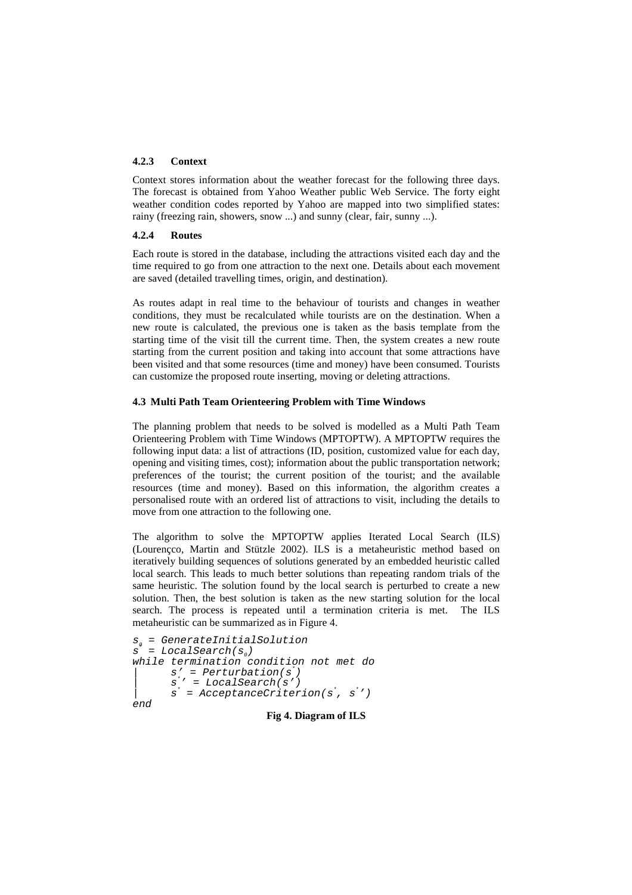#### 4.2.3 Context

Context stores information about the weather forecast for the following three days. The forecast is obtained from Yahoo Weather public Web Service. The forty eight weather condition codes reported by Yahoo are mapped into two simplified states: rainy (freezing rain, showers, snow ...) and sunny (clear, fair, sunny ...).

#### 4.2.4 Routes

Each route is stored in the database, including the attractions visited each day and the time required to go from one attraction to the next one. Details about each movement are saved (detailed travelling times, origin, and destination).

As routes adapt in real time to the behaviour of tourists and changes in weather conditions, they must be recalculated while tourists are on the destination. When a new route is calculated, the previous one is taken as the basis template from the starting time of the visit till the current time. Then, the system creates a new route starting from the current position and taking into account that some attractions have been visited and that some resources (time and money) have been consumed. Tourists can customize the proposed route inserting, moving or deleting attractions.

### 4.3 Multi Path Team Orienteering Problem with Time Windows

The planning problem that needs to be solved is modelled as a Multi Path Team Orienteering Problem with Time Windows (MPTOPTW). A MPTOPTW requires the following input data: a list of attractions (ID, position, customized value for each day, opening and visiting times, cost); information about the public transportation network; preferences of the tourist; the current position of the tourist; and the available resources (time and money). Based on this information, the algorithm creates a personalised route with an ordered list of attractions to visit, including the details to move from one attraction to the following one.

The algorithm to solve the MPTOPTW applies Iterated Local Search (ILS) (Lourençco, Martin and Stützle 2002). ILS is a metaheuristic method based on iteratively building sequences of solutions generated by an embedded heuristic called local search. This leads to much better solutions than repeating random trials of the same heuristic. The solution found by the local search is perturbed to create a new solution. Then, the best solution is taken as the new starting solution for the local search. The process is repeated until a termination criteria is met. The ILS metaheuristic can be summarized as in Figure 4.

```
s0 = GenerateInitialSolution
s* = LocalSearch(s0)
while termination condition not met do
|      s' = Perturbation(s*)
|      s*' = LocalSearch(s')
|      s* = AcceptanceCriterion(s*, s*')
end
```

**Fig 4. Diagram of ILS**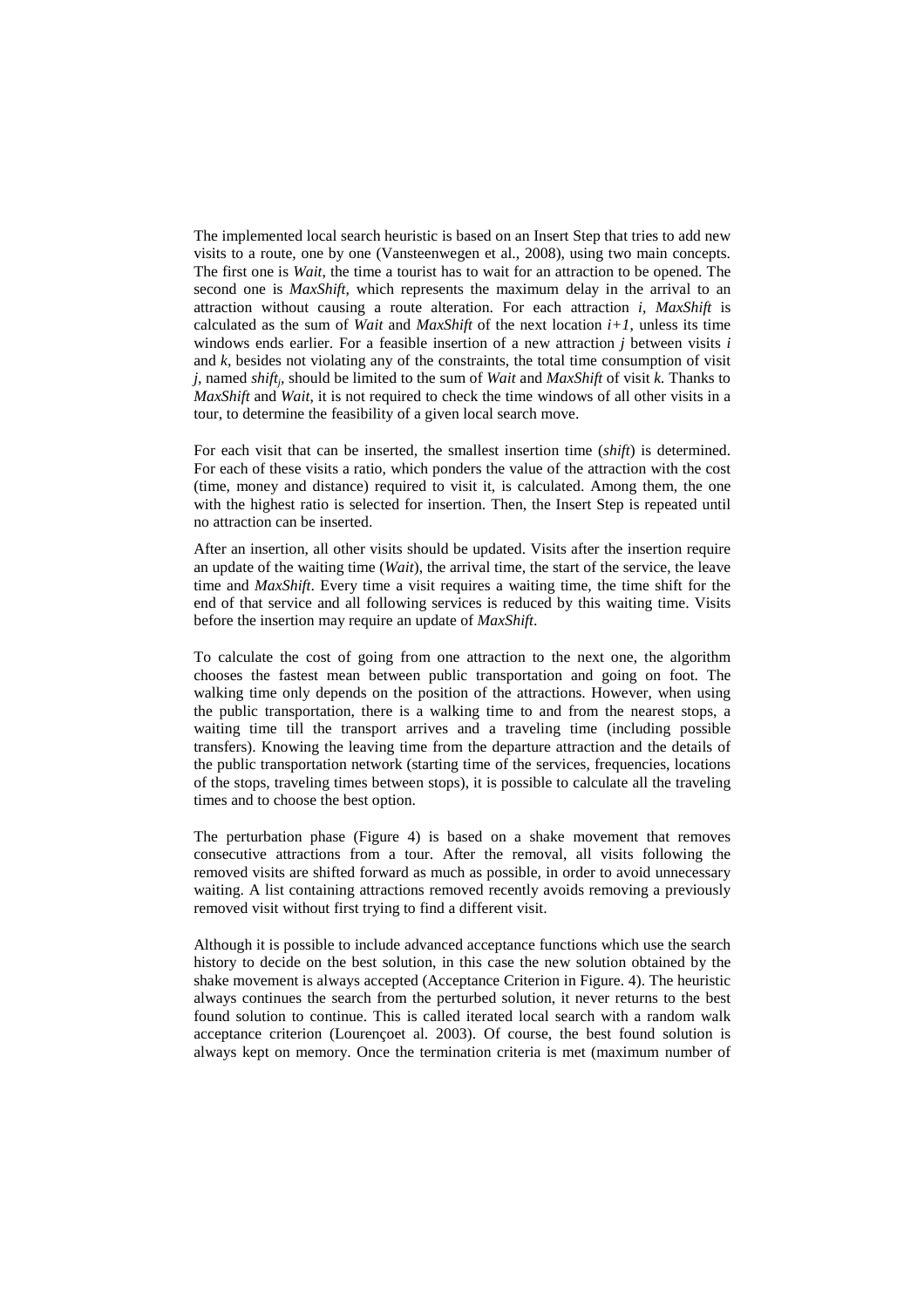The implemented local search heuristic is based on an Insert Step that tries to add new visits to a route, one by one (Vansteenwegen et al., 2008), using two main concepts. The first one is *Wait*, the time a tourist has to wait for an attraction to be opened. The second one is *MaxShift*, which represents the maximum delay in the arrival to an attraction without causing a route alteration. For each attraction $i$, *MaxShift* is calculated as the sum of *Wait* and *MaxShift* of the next location $i+1$, unless its time windows ends earlier. For a feasible insertion of a new attraction $j$ between visits $i$ and $k$, besides not violating any of the constraints, the total time consumption of visit $j$, named $shift_j$, should be limited to the sum of *Wait* and *MaxShift* of visit $k$. Thanks to *MaxShift* and *Wait*, it is not required to check the time windows of all other visits in a tour, to determine the feasibility of a given local search move.

For each visit that can be inserted, the smallest insertion time (*shift*) is determined. For each of these visits a ratio, which ponders the value of the attraction with the cost (time, money and distance) required to visit it, is calculated. Among them, the one with the highest ratio is selected for insertion. Then, the Insert Step is repeated until no attraction can be inserted.

After an insertion, all other visits should be updated. Visits after the insertion require an update of the waiting time (*Wait*), the arrival time, the start of the service, the leave time and *MaxShift*. Every time a visit requires a waiting time, the time shift for the end of that service and all following services is reduced by this waiting time. Visits before the insertion may require an update of *MaxShift*.

To calculate the cost of going from one attraction to the next one, the algorithm chooses the fastest mean between public transportation and going on foot. The walking time only depends on the position of the attractions. However, when using the public transportation, there is a walking time to and from the nearest stops, a waiting time till the transport arrives and a traveling time (including possible transfers). Knowing the leaving time from the departure attraction and the details of the public transportation network (starting time of the services, frequencies, locations of the stops, traveling times between stops), it is possible to calculate all the traveling times and to choose the best option.

The perturbation phase (Figure 4) is based on a shake movement that removes consecutive attractions from a tour. After the removal, all visits following the removed visits are shifted forward as much as possible, in order to avoid unnecessary waiting. A list containing attractions removed recently avoids removing a previously removed visit without first trying to find a different visit.

Although it is possible to include advanced acceptance functions which use the search history to decide on the best solution, in this case the new solution obtained by the shake movement is always accepted (Acceptance Criterion in Figure. 4). The heuristic always continues the search from the perturbed solution, it never returns to the best found solution to continue. This is called iterated local search with a random walk acceptance criterion (Lourençoet al. 2003). Of course, the best found solution is always kept on memory. Once the termination criteria is met (maximum number of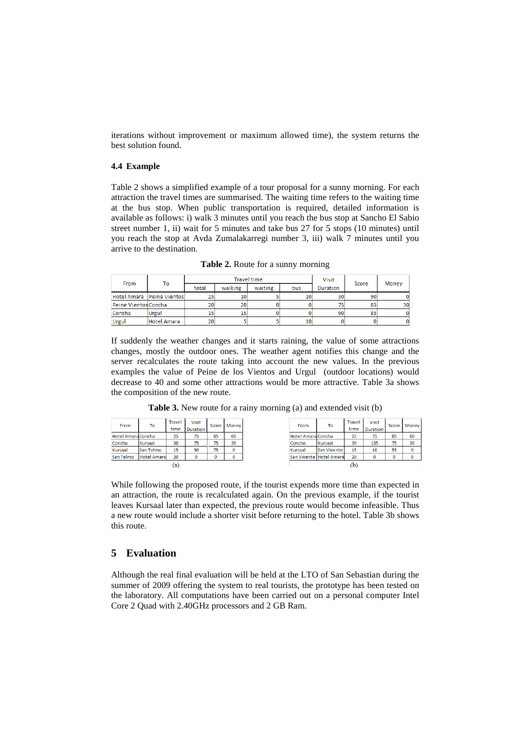iterations without improvement or maximum allowed time), the system returns the best solution found.

### 4.4 Example

Table 2 shows a simplified example of a tour proposal for a sunny morning. For each attraction the travel times are summarised. The waiting time refers to the waiting time at the bus stop. When public transportation is required, detailed information is available as follows: i) walk 3 minutes until you reach the bus stop at Sancho El Sabio street number 1, ii) wait for 5 minutes and take bus 27 for 5 stops (10 minutes) until you reach the stop at Avda Zumalakarregi number 3, iii) walk 7 minutes until you arrive to the destination.

**Table 2.** Route for a sunny morning

| From | To | Travel time | | | | Visit Duration | Score | Money |
|---|---|---|---|---|---|---|---|---|
| | | total | walking | waiting | bus | | | |
| Hotel Amara | Peine Vientos | 25 | 10 | 5 | 10 | 30 | 90 | 0 |
| Peine Vientos | Concha | 20 | 20 | 0 | 0 | 75 | 85 | 30 |
| Concha | Urgul | 15 | 15 | 0 | 0 | 90 | 85 | 0 |
| Urgul | Hotel Amara | 20 | 5 | 5 | 10 | 0 | 0 | 0 |

If suddenly the weather changes and it starts raining, the value of some attractions changes, mostly the outdoor ones. The weather agent notifies this change and the server recalculates the route taking into account the new values. In the previous examples the value of Peine de los Vientos and Urgul (outdoor locations) would decrease to 40 and some other attractions would be more attractive. Table 3a shows the composition of the new route.

**Table 3.** New route for a rainy morning (a) and extended visit (b)

| From | To | Travel time | Visit Duration | Score | Money |
|---|---|---|---|---|---|
| Hotel Amara | Concha | 25 | 75 | 85 | 60 |
| Concha | Kursaal | 30 | 75 | 75 | 30 |
| Kursaal | San Telmo | 15 | 90 | 75 | 0 |
| San Telmo | Hotel Amara | 20 | 0 | 0 | 0 |

(a)

| From | To | Travel time | Visit Duration | Score | Money |
|---|---|---|---|---|---|
| Hotel Amara | Concha | 25 | 75 | 85 | 60 |
| Concha | Kursaal | 30 | 135 | 75 | 30 |
| Kursaal | San Vicente | 15 | 10 | 55 | 0 |
| San Vicente | Hotel Amara | 20 | 0 | 0 | 0 |

(b)

While following the proposed route, if the tourist expends more time than expected in an attraction, the route is recalculated again. On the previous example, if the tourist leaves Kursaal later than expected, the previous route would become infeasible. Thus a new route would include a shorter visit before returning to the hotel. Table 3b shows this route.

## 5 Evaluation

Although the real final evaluation will be held at the LTO of San Sebastian during the summer of 2009 offering the system to real tourists, the prototype has been tested on the laboratory. All computations have been carried out on a personal computer Intel Core 2 Quad with 2.40GHz processors and 2 GB Ram.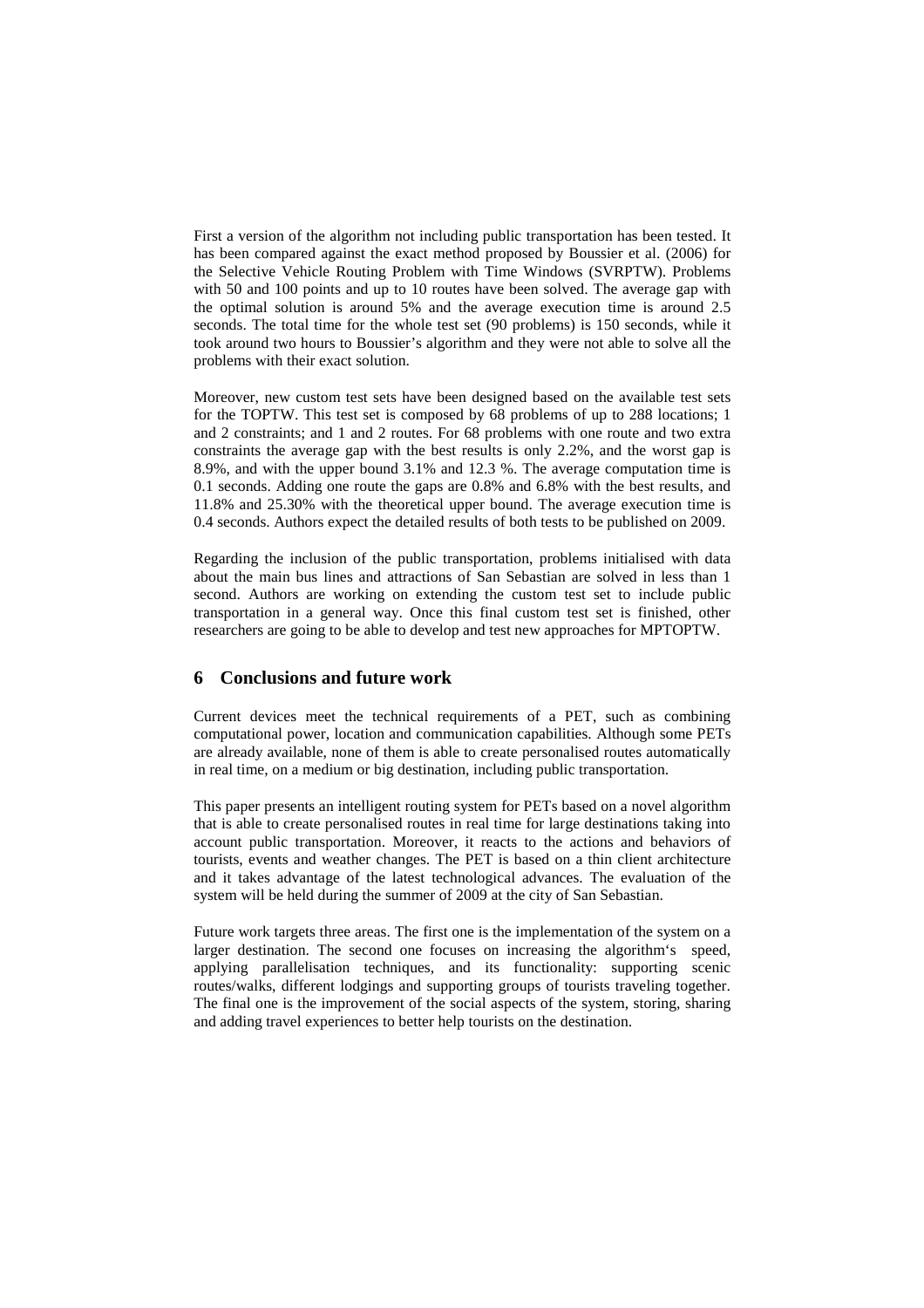First a version of the algorithm not including public transportation has been tested. It has been compared against the exact method proposed by Boussier et al. (2006) for the Selective Vehicle Routing Problem with Time Windows (SVRPTW). Problems with 50 and 100 points and up to 10 routes have been solved. The average gap with the optimal solution is around 5% and the average execution time is around 2.5 seconds. The total time for the whole test set (90 problems) is 150 seconds, while it took around two hours to Boussier's algorithm and they were not able to solve all the problems with their exact solution.

Moreover, new custom test sets have been designed based on the available test sets for the TOPTW. This test set is composed by 68 problems of up to 288 locations; 1 and 2 constraints; and 1 and 2 routes. For 68 problems with one route and two extra constraints the average gap with the best results is only 2.2%, and the worst gap is 8.9%, and with the upper bound 3.1% and 12.3 %. The average computation time is 0.1 seconds. Adding one route the gaps are 0.8% and 6.8% with the best results, and 11.8% and 25.30% with the theoretical upper bound. The average execution time is 0.4 seconds. Authors expect the detailed results of both tests to be published on 2009.

Regarding the inclusion of the public transportation, problems initialised with data about the main bus lines and attractions of San Sebastian are solved in less than 1 second. Authors are working on extending the custom test set to include public transportation in a general way. Once this final custom test set is finished, other researchers are going to be able to develop and test new approaches for MPTOPTW.

## 6 Conclusions and future work

Current devices meet the technical requirements of a PET, such as combining computational power, location and communication capabilities. Although some PETs are already available, none of them is able to create personalised routes automatically in real time, on a medium or big destination, including public transportation.

This paper presents an intelligent routing system for PETs based on a novel algorithm that is able to create personalised routes in real time for large destinations taking into account public transportation. Moreover, it reacts to the actions and behaviors of tourists, events and weather changes. The PET is based on a thin client architecture and it takes advantage of the latest technological advances. The evaluation of the system will be held during the summer of 2009 at the city of San Sebastian.

Future work targets three areas. The first one is the implementation of the system on a larger destination. The second one focuses on increasing the algorithm's speed, applying parallelisation techniques, and its functionality: supporting scenic routes/walks, different lodgings and supporting groups of tourists traveling together. The final one is the improvement of the social aspects of the system, storing, sharing and adding travel experiences to better help tourists on the destination.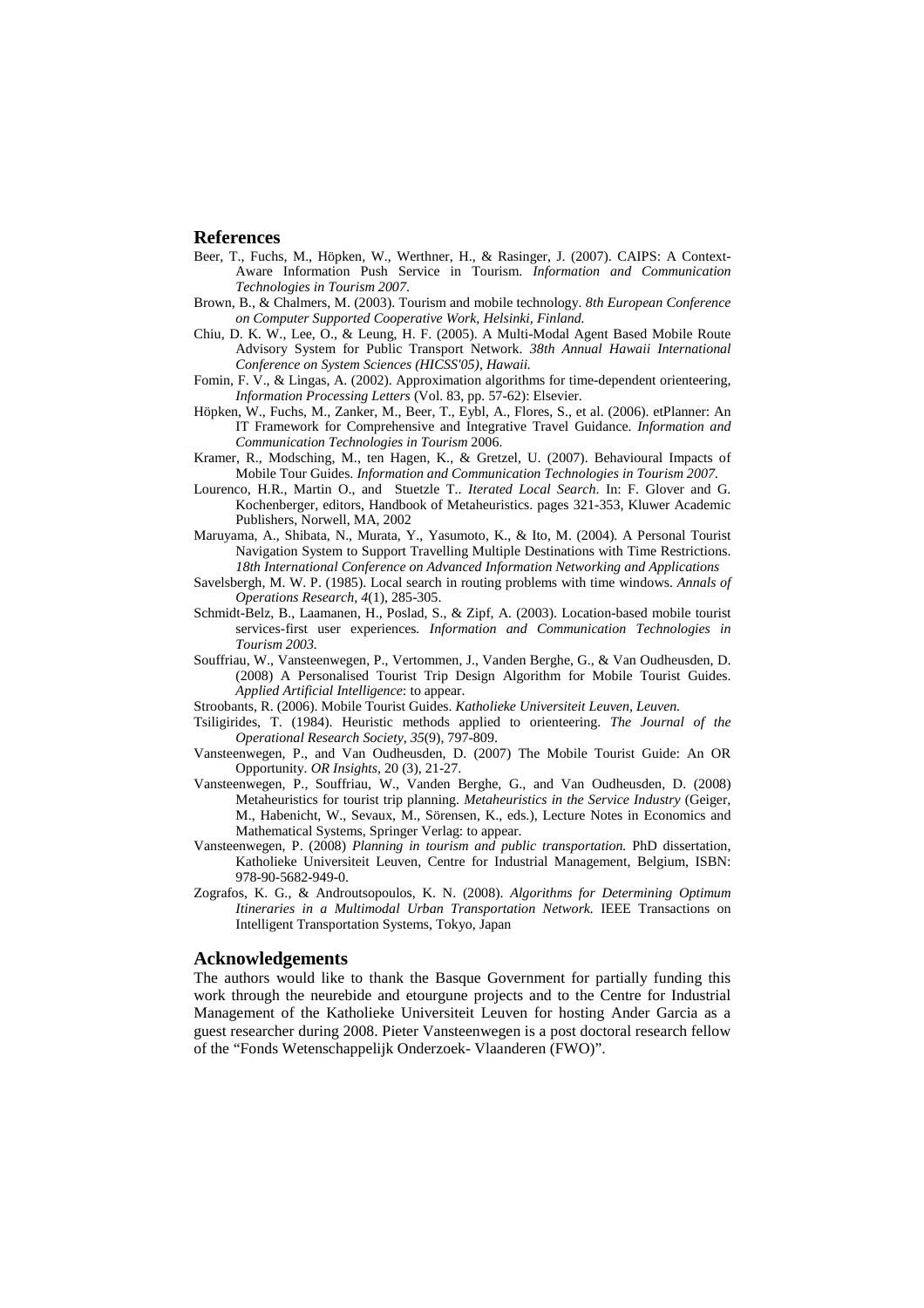## References

Beer, T., Fuchs, M., Höpken, W., Werthner, H., & Rasinger, J. (2007). CAIPS: A Context-Aware Information Push Service in Tourism. *Information and Communication Technologies in Tourism 2007*.

Brown, B., & Chalmers, M. (2003). Tourism and mobile technology. *8th European Conference on Computer Supported Cooperative Work, Helsinki, Finland.*

Chiu, D. K. W., Lee, O., & Leung, H. F. (2005). A Multi-Modal Agent Based Mobile Route Advisory System for Public Transport Network. *38th Annual Hawaii International Conference on System Sciences (HICSS'05), Hawaii.*

Fomin, F. V., & Lingas, A. (2002). Approximation algorithms for time-dependent orienteering, *Information Processing Letters* (Vol. 83, pp. 57-62): Elsevier.

Höpken, W., Fuchs, M., Zanker, M., Beer, T., Eybl, A., Flores, S., et al. (2006). etPlanner: An IT Framework for Comprehensive and Integrative Travel Guidance. *Information and Communication Technologies in Tourism* 2006.

Kramer, R., Modsching, M., ten Hagen, K., & Gretzel, U. (2007). Behavioural Impacts of Mobile Tour Guides. *Information and Communication Technologies in Tourism 2007*.

Lourenco, H.R., Martin O., and Stuetzle T.. *Iterated Local Search*. In: F. Glover and G. Kochenberger, editors, Handbook of Metaheuristics. pages 321-353, Kluwer Academic Publishers, Norwell, MA, 2002

Maruyama, A., Shibata, N., Murata, Y., Yasumoto, K., & Ito, M. (2004). A Personal Tourist Navigation System to Support Travelling Multiple Destinations with Time Restrictions. *18th International Conference on Advanced Information Networking and Applications*

Savelsbergh, M. W. P. (1985). Local search in routing problems with time windows. *Annals of Operations Research, 4*(1), 285-305.

Schmidt-Belz, B., Laamanen, H., Poslad, S., & Zipf, A. (2003). Location-based mobile tourist services-first user experiences. *Information and Communication Technologies in Tourism 2003.*

Souffriau, W., Vansteenwegen, P., Vertommen, J., Vanden Berghe, G., & Van Oudheusden, D. (2008) A Personalised Tourist Trip Design Algorithm for Mobile Tourist Guides. *Applied Artificial Intelligence*: to appear.

Stroobants, R. (2006). Mobile Tourist Guides. *Katholieke Universiteit Leuven, Leuven.*

Tsiligirides, T. (1984). Heuristic methods applied to orienteering. *The Journal of the Operational Research Society, 35*(9), 797-809.

Vansteenwegen, P., and Van Oudheusden, D. (2007) The Mobile Tourist Guide: An OR Opportunity. *OR Insights*, 20 (3), 21-27.

Vansteenwegen, P., Souffriau, W., Vanden Berghe, G., and Van Oudheusden, D. (2008) Metaheuristics for tourist trip planning. *Metaheuristics in the Service Industry* (Geiger, M., Habenicht, W., Sevaux, M., Sörensen, K., eds.), Lecture Notes in Economics and Mathematical Systems, Springer Verlag: to appear.

Vansteenwegen, P. (2008) *Planning in tourism and public transportation.* PhD dissertation, Katholieke Universiteit Leuven, Centre for Industrial Management, Belgium, ISBN: 978-90-5682-949-0.

Zografos, K. G., & Androutsopoulos, K. N. (2008). *Algorithms for Determining Optimum Itineraries in a Multimodal Urban Transportation Network.* IEEE Transactions on Intelligent Transportation Systems, Tokyo, Japan

## Acknowledgements

The authors would like to thank the Basque Government for partially funding this work through the neurebide and etourgune projects and to the Centre for Industrial Management of the Katholieke Universiteit Leuven for hosting Ander Garcia as a guest researcher during 2008. Pieter Vansteenwegen is a post doctoral research fellow of the "Fonds Wetenschappelijk Onderzoek- Vlaanderen (FWO)".